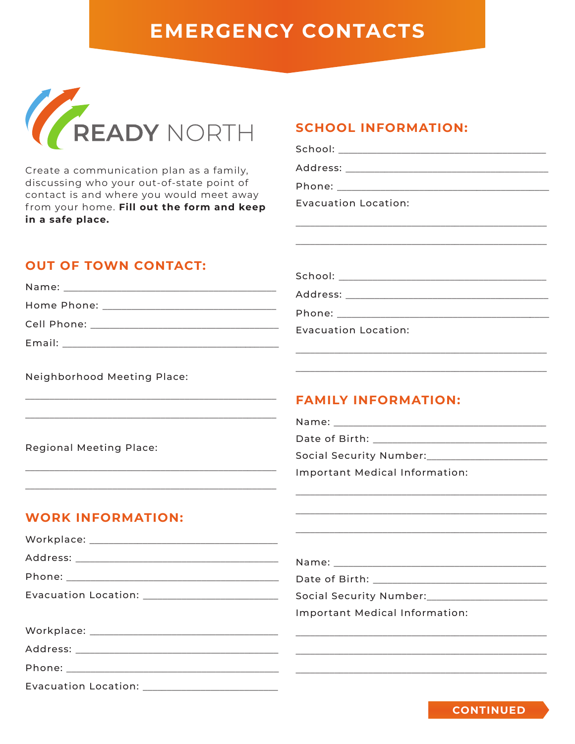# EMERGENCY CONTACTS

READY NORTH

Create a communication plan as a family, discussing who your out-of-state point of contact is and where you would meet away from your home. **Fill out the form and keep in a safe place.**

## OUT OF TOWN CONTACT:

Name: ______________________________

Home Phone: ______________________________

Cell Phone: ______________________________

Email: ______________________________

Neighborhood Meeting Place:

______________________________

______________________________

Regional Meeting Place:

______________________________

______________________________

## WORK INFORMATION:

Workplace: ______________________________

Address: ______________________________

Phone: ______________________________

Evacuation Location: ______________________________

Workplace: ______________________________

Address: ______________________________

Phone: ______________________________

Evacuation Location: ______________________________

## SCHOOL INFORMATION:

School: ______________________________

Address: ______________________________

Phone: ______________________________

Evacuation Location:

______________________________

______________________________

School: ______________________________

Address: ______________________________

Phone: ______________________________

Evacuation Location:

______________________________

______________________________

## FAMILY INFORMATION:

Name: ______________________________

Date of Birth: ______________________________

Social Security Number: ______________________________

Important Medical Information:

______________________________

______________________________

______________________________

Name: ______________________________

Date of Birth: ______________________________

Social Security Number: ______________________________

Important Medical Information:

______________________________

______________________________

______________________________

CONTINUED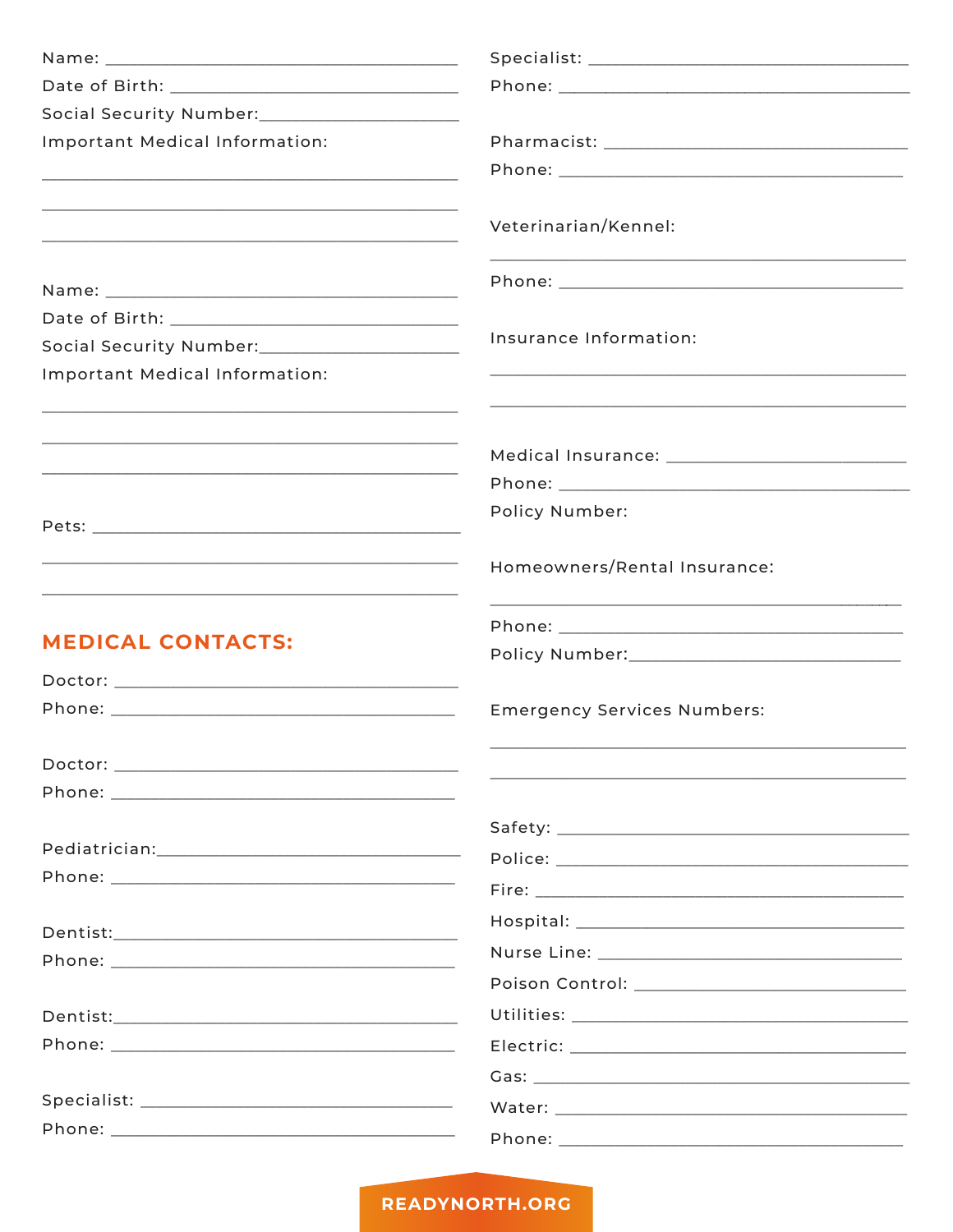Name: ______________________________

Date of Birth: ______________________________

Social Security Number: ______________________________

Important Medical Information:

______________________________

______________________________

______________________________

Name: ______________________________

Date of Birth: ______________________________

Social Security Number: ______________________________

Important Medical Information:

______________________________

______________________________

______________________________

Pets: ______________________________

______________________________

______________________________

## MEDICAL CONTACTS:

Doctor: ______________________________

Phone: ______________________________

Doctor: ______________________________

Phone: ______________________________

Pediatrician: ______________________________

Phone: ______________________________

Dentist: ______________________________

Phone: ______________________________

Dentist: ______________________________

Phone: ______________________________

Specialist: ______________________________

Phone: ______________________________

Specialist: ______________________________

Phone: ______________________________

Pharmacist: ______________________________

Phone: ______________________________

Veterinarian/Kennel:

______________________________

Phone: ______________________________

Insurance Information:

______________________________

______________________________

Medical Insurance: ______________________________

Phone: ______________________________

Policy Number:

Homeowners/Rental Insurance:

______________________________

Phone: ______________________________

Policy Number: ______________________________

Emergency Services Numbers:

______________________________

______________________________

Safety: ______________________________

Police: ______________________________

Fire: ______________________________

Hospital: ______________________________

Nurse Line: ______________________________

Poison Control: ______________________________

Utilities: ______________________________

Electric: ______________________________

Gas: ______________________________

Water: ______________________________

Phone: ______________________________

READYNORTH.ORG